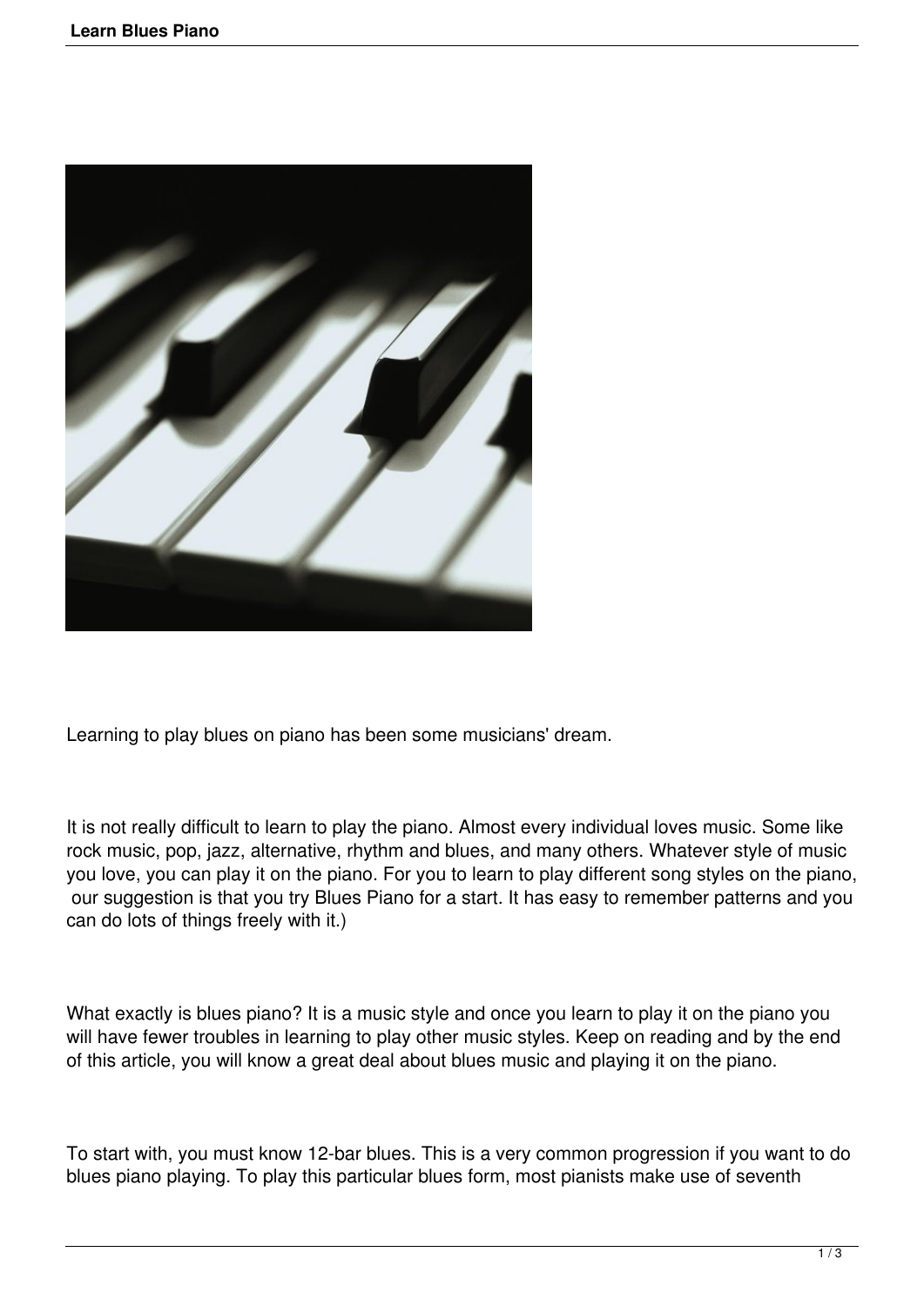Learning to play blues on piano has been some musicians' dream.

It is not really difficult to learn to play the piano. Almost every individual loves music. Some like rock music, pop, jazz, alternative, rhythm and blues, and many others. Whatever style of music you love, you can play it on the piano. For you to learn to play different song styles on the piano, our suggestion is that you try Blues Piano for a start. It has easy to remember patterns and you can do lots of things freely with it.)

What exactly is blues piano? It is a music style and once you learn to play it on the piano you will have fewer troubles in learning to play other music styles. Keep on reading and by the end of this article, you will know a great deal about blues music and playing it on the piano.

To start with, you must know 12-bar blues. This is a very common progression if you want to do blues piano playing. To play this particular blues form, most pianists make use of seventh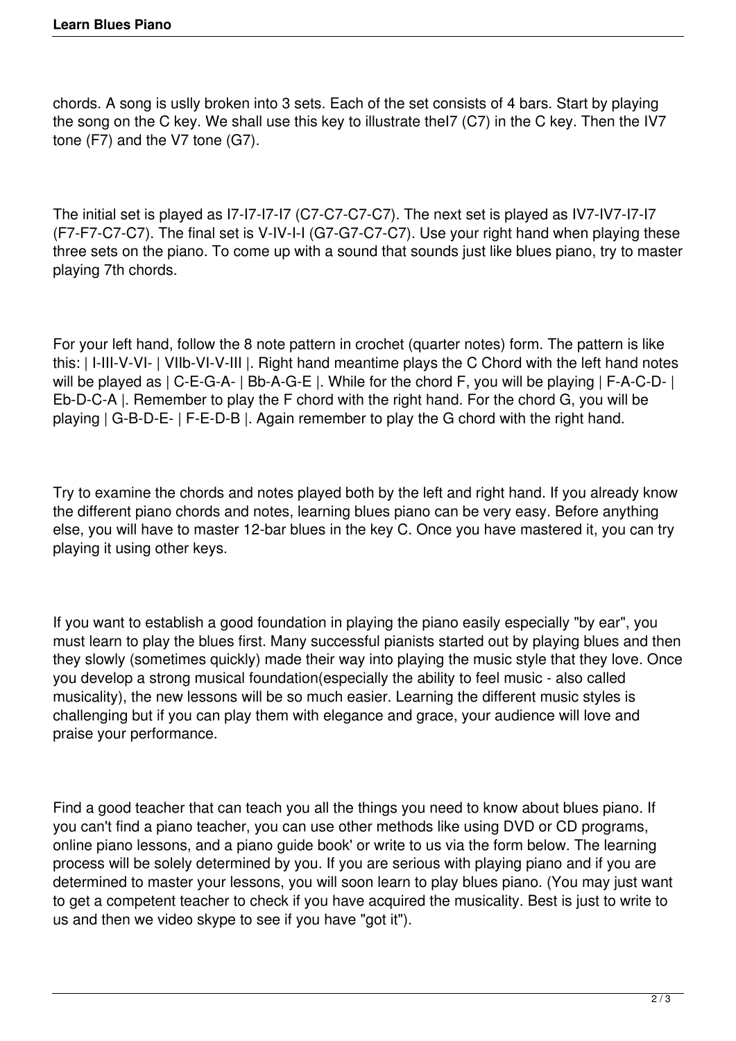chords. A song is uslly broken into 3 sets. Each of the set consists of 4 bars. Start by playing the song on the C key. We shall use this key to illustrate theI7 (C7) in the C key. Then the IV7 tone (F7) and the V7 tone (G7).

The initial set is played as I7-I7-I7-I7 (C7-C7-C7-C7). The next set is played as IV7-IV7-I7-I7 (F7-F7-C7-C7). The final set is V-IV-I-I (G7-G7-C7-C7). Use your right hand when playing these three sets on the piano. To come up with a sound that sounds just like blues piano, try to master playing 7th chords.

For your left hand, follow the 8 note pattern in crochet (quarter notes) form. The pattern is like this: | I-III-V-VI- | VIIb-VI-V-III |. Right hand meantime plays the C Chord with the left hand notes will be played as | C-E-G-A- | Bb-A-G-E |. While for the chord F, you will be playing | F-A-C-D- | Eb-D-C-A |. Remember to play the F chord with the right hand. For the chord G, you will be playing | G-B-D-E- | F-E-D-B |. Again remember to play the G chord with the right hand.

Try to examine the chords and notes played both by the left and right hand. If you already know the different piano chords and notes, learning blues piano can be very easy. Before anything else, you will have to master 12-bar blues in the key C. Once you have mastered it, you can try playing it using other keys.

If you want to establish a good foundation in playing the piano easily especially "by ear", you must learn to play the blues first. Many successful pianists started out by playing blues and then they slowly (sometimes quickly) made their way into playing the music style that they love. Once you develop a strong musical foundation(especially the ability to feel music - also called musicality), the new lessons will be so much easier. Learning the different music styles is challenging but if you can play them with elegance and grace, your audience will love and praise your performance.

Find a good teacher that can teach you all the things you need to know about blues piano. If you can't find a piano teacher, you can use other methods like using DVD or CD programs, online piano lessons, and a piano guide book' or write to us via the form below. The learning process will be solely determined by you. If you are serious with playing piano and if you are determined to master your lessons, you will soon learn to play blues piano. (You may just want to get a competent teacher to check if you have acquired the musicality. Best is just to write to us and then we video skype to see if you have "got it").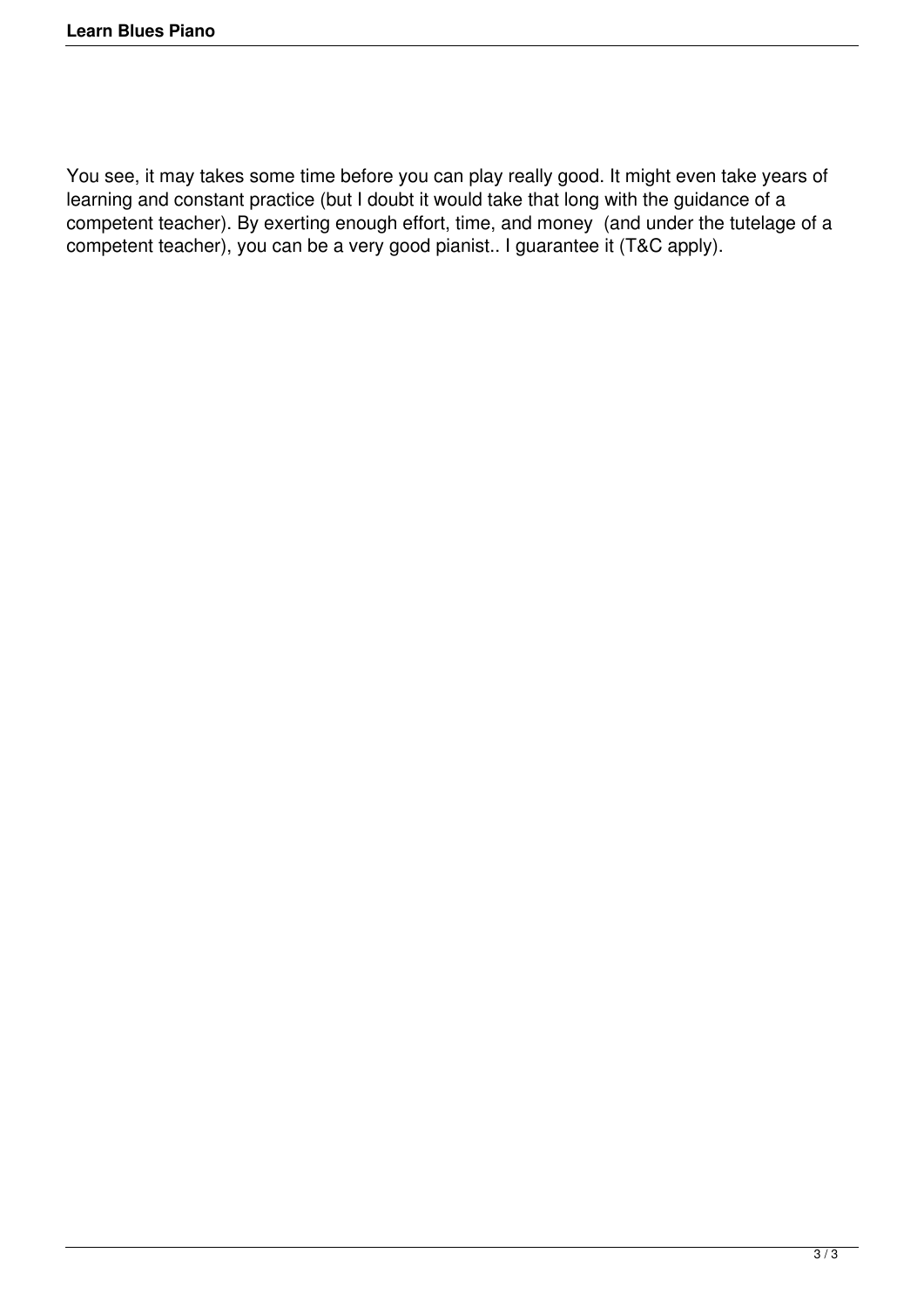You see, it may takes some time before you can play really good. It might even take years of learning and constant practice (but I doubt it would take that long with the guidance of a competent teacher). By exerting enough effort, time, and money (and under the tutelage of a competent teacher), you can be a very good pianist.. I guarantee it (T&C apply).